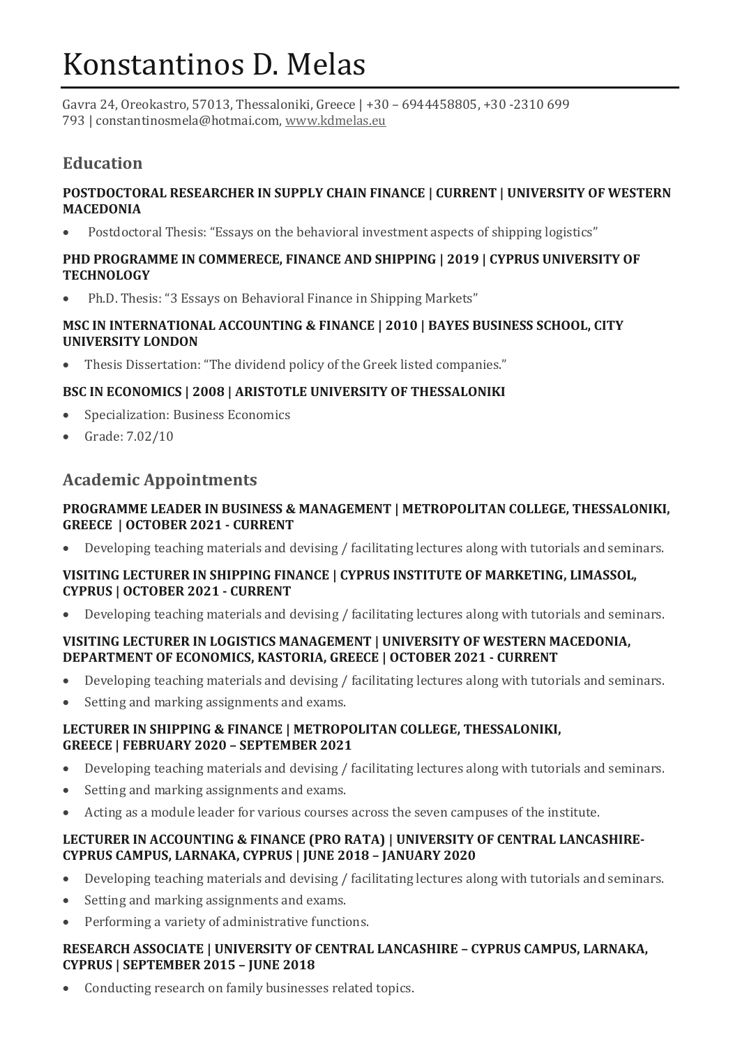# Konstantinos D. Melas

Gavra 24, Oreokastro, 57013, Thessaloniki, Greece | +30 – 6944458805, +30 -2310 699 793 | constantinosmela@hotmai.com, www.kdmelas.eu

## Education

### POSTDOCTORAL RESEARCHER IN SUPPLY CHAIN FINANCE | CURRENT | UNIVERSITY OF WESTERN MACEDONIA

- Postdoctoral Thesis: "Essays on the behavioral investment aspects of shipping logistics"

### PHD PROGRAMME IN COMMERECE, FINANCE AND SHIPPING | 2019 | CYPRUS UNIVERSITY OF TECHNOLOGY

- Ph.D. Thesis: "3 Essays on Behavioral Finance in Shipping Markets"

### MSC IN INTERNATIONAL ACCOUNTING & FINANCE | 2010 | BAYES BUSINESS SCHOOL, CITY UNIVERSITY LONDON

- Thesis Dissertation: "The dividend policy of the Greek listed companies."

### BSC IN ECONOMICS | 2008 | ARISTOTLE UNIVERSITY OF THESSALONIKI

- Specialization: Business Economics
- Grade: 7.02/10

## Academic Appointments

### PROGRAMME LEADER IN BUSINESS & MANAGEMENT | METROPOLITAN COLLEGE, THESSALONIKI, GREECE | OCTOBER 2021 - CURRENT

- Developing teaching materials and devising / facilitating lectures along with tutorials and seminars.

### VISITING LECTURER IN SHIPPING FINANCE | CYPRUS INSTITUTE OF MARKETING, LIMASSOL, CYPRUS | OCTOBER 2021 - CURRENT

- Developing teaching materials and devising / facilitating lectures along with tutorials and seminars.

### VISITING LECTURER IN LOGISTICS MANAGEMENT | UNIVERSITY OF WESTERN MACEDONIA, DEPARTMENT OF ECONOMICS, KASTORIA, GREECE | OCTOBER 2021 - CURRENT

- Developing teaching materials and devising / facilitating lectures along with tutorials and seminars.
- Setting and marking assignments and exams.

### LECTURER IN SHIPPING & FINANCE | METROPOLITAN COLLEGE, THESSALONIKI, GREECE | FEBRUARY 2020 – SEPTEMBER 2021

- Developing teaching materials and devising / facilitating lectures along with tutorials and seminars.
- Setting and marking assignments and exams.
- Acting as a module leader for various courses across the seven campuses of the institute.

### LECTURER IN ACCOUNTING & FINANCE (PRO RATA) | UNIVERSITY OF CENTRAL LANCASHIRE-CYPRUS CAMPUS, LARNAKA, CYPRUS | JUNE 2018 – JANUARY 2020

- Developing teaching materials and devising / facilitating lectures along with tutorials and seminars.
- Setting and marking assignments and exams.
- Performing a variety of administrative functions.

### RESEARCH ASSOCIATE | UNIVERSITY OF CENTRAL LANCASHIRE – CYPRUS CAMPUS, LARNAKA, CYPRUS | SEPTEMBER 2015 – JUNE 2018

- Conducting research on family businesses related topics.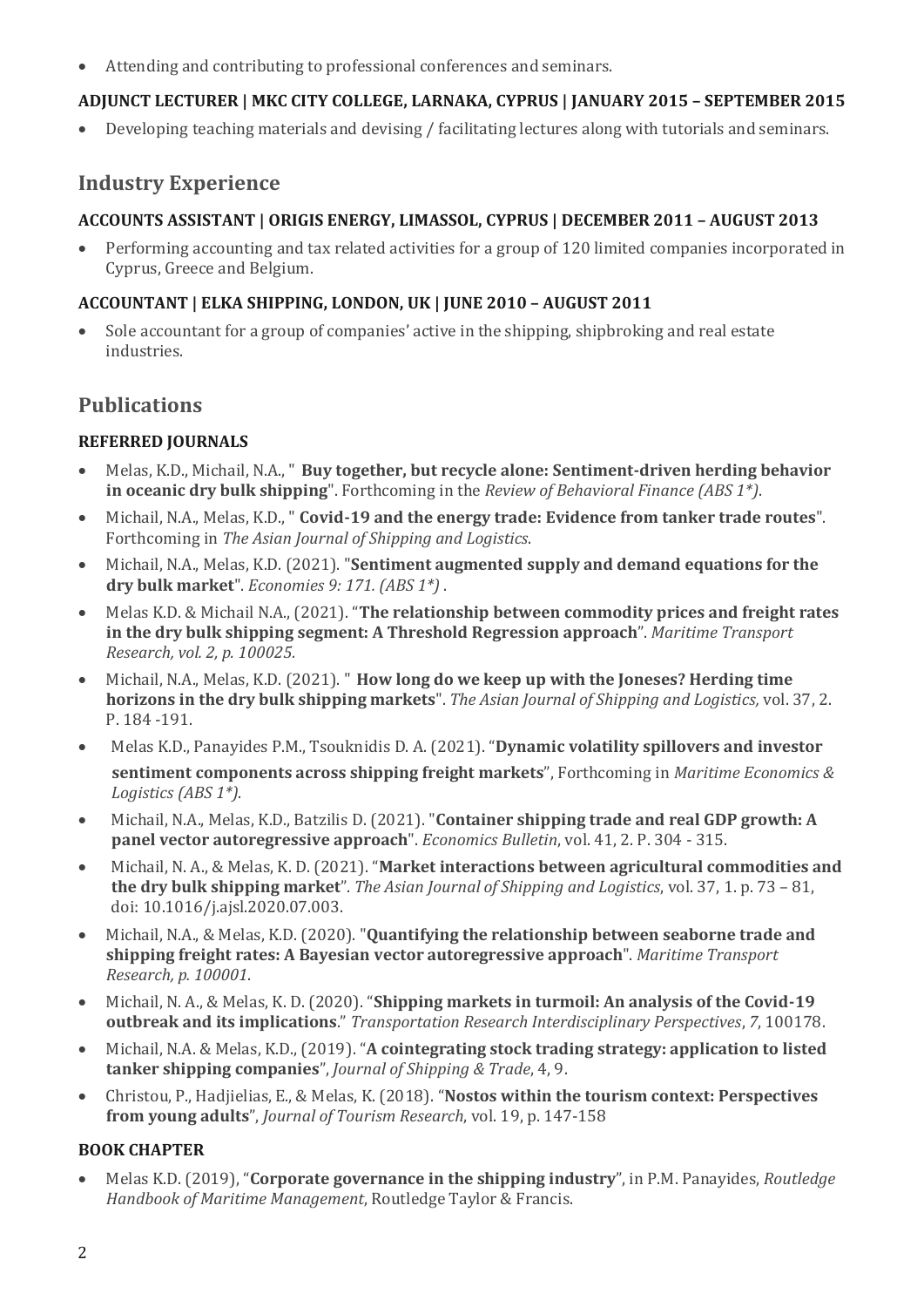- Attending and contributing to professional conferences and seminars.

### ADJUNCT LECTURER | MKC CITY COLLEGE, LARNAKA, CYPRUS | JANUARY 2015 – SEPTEMBER 2015

- Developing teaching materials and devising / facilitating lectures along with tutorials and seminars.

## Industry Experience

### ACCOUNTS ASSISTANT | ORIGIS ENERGY, LIMASSOL, CYPRUS | DECEMBER 2011 – AUGUST 2013

- Performing accounting and tax related activities for a group of 120 limited companies incorporated in Cyprus, Greece and Belgium.

### ACCOUNTANT | ELKA SHIPPING, LONDON, UK | JUNE 2010 – AUGUST 2011

- Sole accountant for a group of companies' active in the shipping, shipbroking and real estate industries.

## Publications

### REFERRED JOURNALS

- Melas, K.D., Michail, N.A., " **Buy together, but recycle alone: Sentiment-driven herding behavior in oceanic dry bulk shipping**". Forthcoming in the *Review of Behavioral Finance (ABS 1*)*.
- Michail, N.A., Melas, K.D., " **Covid-19 and the energy trade: Evidence from tanker trade routes**". Forthcoming in *The Asian Journal of Shipping and Logistics*.
- Michail, N.A., Melas, K.D. (2021). "**Sentiment augmented supply and demand equations for the dry bulk market**". *Economies 9: 171. (ABS 1*)* .
- Melas K.D. & Michail N.A., (2021). "**The relationship between commodity prices and freight rates in the dry bulk shipping segment: A Threshold Regression approach**". *Maritime Transport Research, vol. 2, p. 100025*.
- Michail, N.A., Melas, K.D. (2021). " **How long do we keep up with the Joneses? Herding time horizons in the dry bulk shipping markets**". *The Asian Journal of Shipping and Logistics,* vol. 37, 2. P. 184 -191.
- Melas K.D., Panayides P.M., Tsouknidis D. A. (2021). "**Dynamic volatility spillovers and investor sentiment components across shipping freight markets**", Forthcoming in *Maritime Economics & Logistics (ABS 1*)*.
- Michail, N.A., Melas, K.D., Batzilis D. (2021). "**Container shipping trade and real GDP growth: A panel vector autoregressive approach**". *Economics Bulletin*, vol. 41, 2. P. 304 - 315.
- Michail, N. A., & Melas, K. D. (2021). "**Market interactions between agricultural commodities and the dry bulk shipping market**". *The Asian Journal of Shipping and Logistics*, vol. 37, 1. p. 73 – 81, doi: 10.1016/j.ajsl.2020.07.003.
- Michail, N.A., & Melas, K.D. (2020). "**Quantifying the relationship between seaborne trade and shipping freight rates: A Bayesian vector autoregressive approach**". *Maritime Transport Research, p. 100001*.
- Michail, N. A., & Melas, K. D. (2020). "**Shipping markets in turmoil: An analysis of the Covid-19 outbreak and its implications**." *Transportation Research Interdisciplinary Perspectives*, *7*, 100178.
- Michail, N.A. & Melas, K.D., (2019). "**A cointegrating stock trading strategy: application to listed tanker shipping companies**", *Journal of Shipping & Trade*, 4, 9.
- Christou, P., Hadjielias, E., & Melas, K. (2018). "**Nostos within the tourism context: Perspectives from young adults**", *Journal of Tourism Research*, vol. 19, p. 147-158

### BOOK CHAPTER

- Melas K.D. (2019), "**Corporate governance in the shipping industry**", in P.M. Panayides, *Routledge Handbook of Maritime Management*, Routledge Taylor & Francis.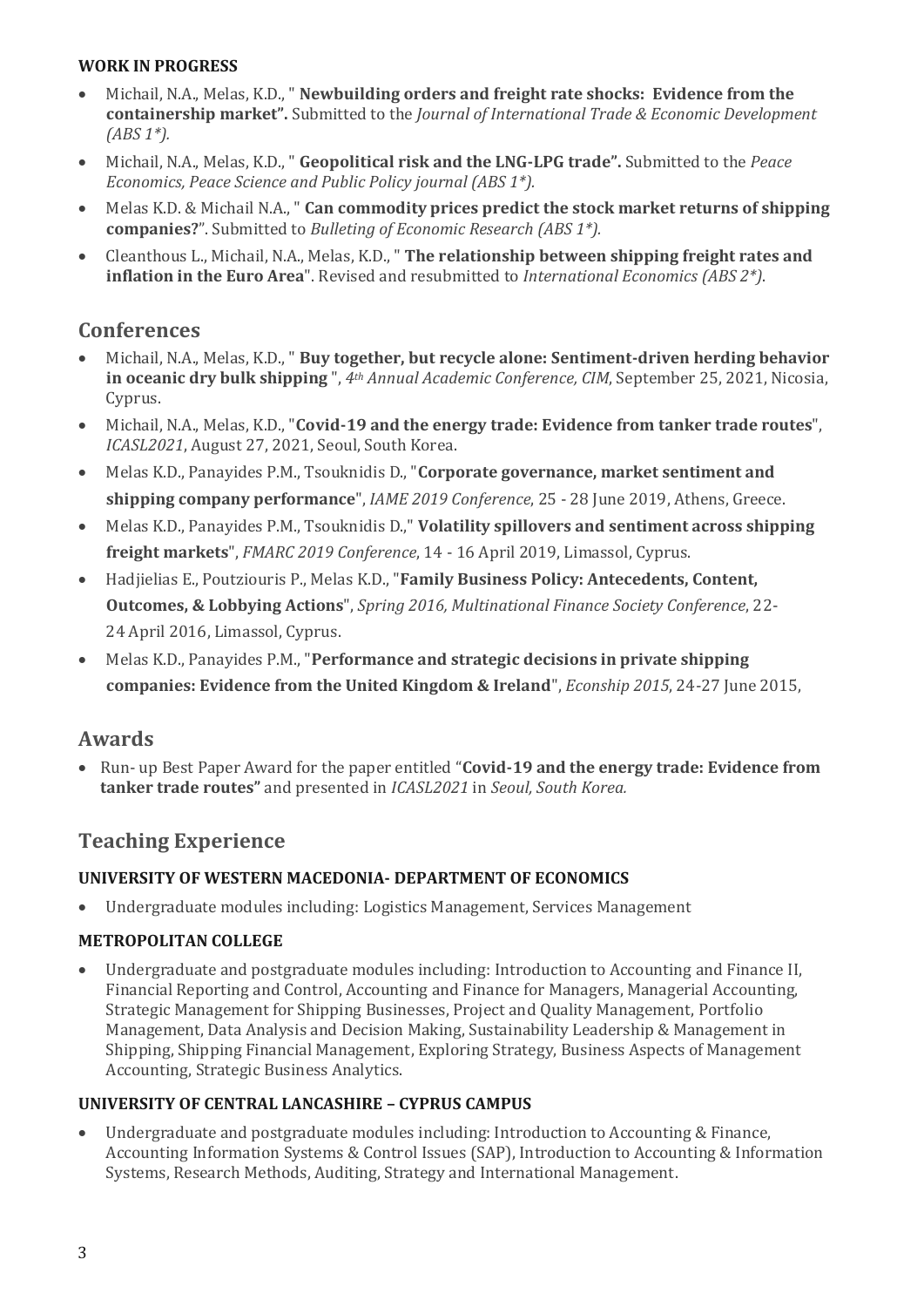**WORK IN PROGRESS**

- Michail, N.A., Melas, K.D., " **Newbuilding orders and freight rate shocks: Evidence from the containership market".** Submitted to the *Journal of International Trade & Economic Development (ABS 1*).*
- Michail, N.A., Melas, K.D., " **Geopolitical risk and the LNG-LPG trade".** Submitted to the *Peace Economics, Peace Science and Public Policy journal (ABS 1*)*.
- Melas K.D. & Michail N.A., " **Can commodity prices predict the stock market returns of shipping companies?**". Submitted to *Bulleting of Economic Research (ABS 1*)*.
- Cleanthous L., Michail, N.A., Melas, K.D., " **The relationship between shipping freight rates and inflation in the Euro Area**". Revised and resubmitted to *International Economics (ABS 2*)*.

## Conferences

- Michail, N.A., Melas, K.D., " **Buy together, but recycle alone: Sentiment-driven herding behavior in oceanic dry bulk shipping** ", *4th Annual Academic Conference, CIM*, September 25, 2021, Nicosia, Cyprus.
- Michail, N.A., Melas, K.D., "**Covid-19 and the energy trade: Evidence from tanker trade routes**", *ICASL2021*, August 27, 2021, Seoul, South Korea.
- Melas K.D., Panayides P.M., Tsouknidis D., "**Corporate governance, market sentiment and shipping company performance**", *IAME 2019 Conference*, 25 - 28 June 2019, Athens, Greece.
- Melas K.D., Panayides P.M., Tsouknidis D.," **Volatility spillovers and sentiment across shipping freight markets**", *FMARC 2019 Conference*, 14 - 16 April 2019, Limassol, Cyprus.
- Hadjielias E., Poutziouris P., Melas K.D., "**Family Business Policy: Antecedents, Content, Outcomes, & Lobbying Actions**", *Spring 2016, Multinational Finance Society Conference*, 22-24 April 2016, Limassol, Cyprus.
- Melas K.D., Panayides P.M., "**Performance and strategic decisions in private shipping companies: Evidence from the United Kingdom & Ireland**", *Econship 2015*, 24-27 June 2015,

## Awards

- Run- up Best Paper Award for the paper entitled "**Covid-19 and the energy trade: Evidence from tanker trade routes"** and presented in *ICASL2021* in *Seoul, South Korea.*

## Teaching Experience

**UNIVERSITY OF WESTERN MACEDONIA- DEPARTMENT OF ECONOMICS**

- Undergraduate modules including: Logistics Management, Services Management

**METROPOLITAN COLLEGE**

- Undergraduate and postgraduate modules including: Introduction to Accounting and Finance II, Financial Reporting and Control, Accounting and Finance for Managers, Managerial Accounting, Strategic Management for Shipping Businesses, Project and Quality Management, Portfolio Management, Data Analysis and Decision Making, Sustainability Leadership & Management in Shipping, Shipping Financial Management, Exploring Strategy, Business Aspects of Management Accounting, Strategic Business Analytics.

**UNIVERSITY OF CENTRAL LANCASHIRE – CYPRUS CAMPUS**

- Undergraduate and postgraduate modules including: Introduction to Accounting & Finance, Accounting Information Systems & Control Issues (SAP), Introduction to Accounting & Information Systems, Research Methods, Auditing, Strategy and International Management.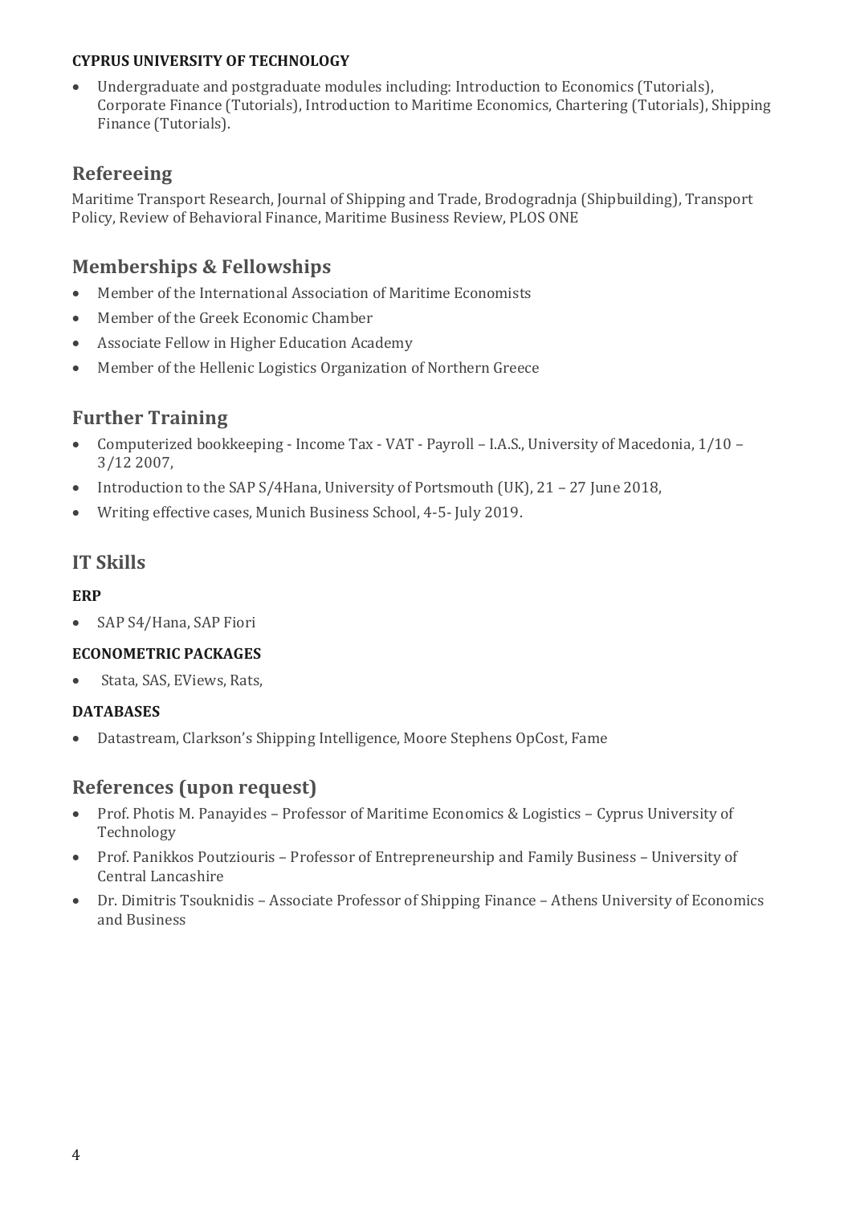**CYPRUS UNIVERSITY OF TECHNOLOGY**

- Undergraduate and postgraduate modules including: Introduction to Economics (Tutorials), Corporate Finance (Tutorials), Introduction to Maritime Economics, Chartering (Tutorials), Shipping Finance (Tutorials).

## Refereeing

Maritime Transport Research, Journal of Shipping and Trade, Brodogradnja (Shipbuilding), Transport Policy, Review of Behavioral Finance, Maritime Business Review, PLOS ONE

## Memberships & Fellowships

- Member of the International Association of Maritime Economists
- Member of the Greek Economic Chamber
- Associate Fellow in Higher Education Academy
- Member of the Hellenic Logistics Organization of Northern Greece

## Further Training

- Computerized bookkeeping - Income Tax - VAT - Payroll – I.A.S., University of Macedonia, 1/10 – 3/12 2007,
- Introduction to the SAP S/4Hana, University of Portsmouth (UK), 21 – 27 June 2018,
- Writing effective cases, Munich Business School, 4-5- July 2019.

## IT Skills

**ERP**

- SAP S4/Hana, SAP Fiori

**ECONOMETRIC PACKAGES**

- Stata, SAS, EViews, Rats,

**DATABASES**

- Datastream, Clarkson's Shipping Intelligence, Moore Stephens OpCost, Fame

## References (upon request)

- Prof. Photis M. Panayides – Professor of Maritime Economics & Logistics – Cyprus University of Technology
- Prof. Panikkos Poutziouris – Professor of Entrepreneurship and Family Business – University of Central Lancashire
- Dr. Dimitris Tsouknidis – Associate Professor of Shipping Finance – Athens University of Economics and Business